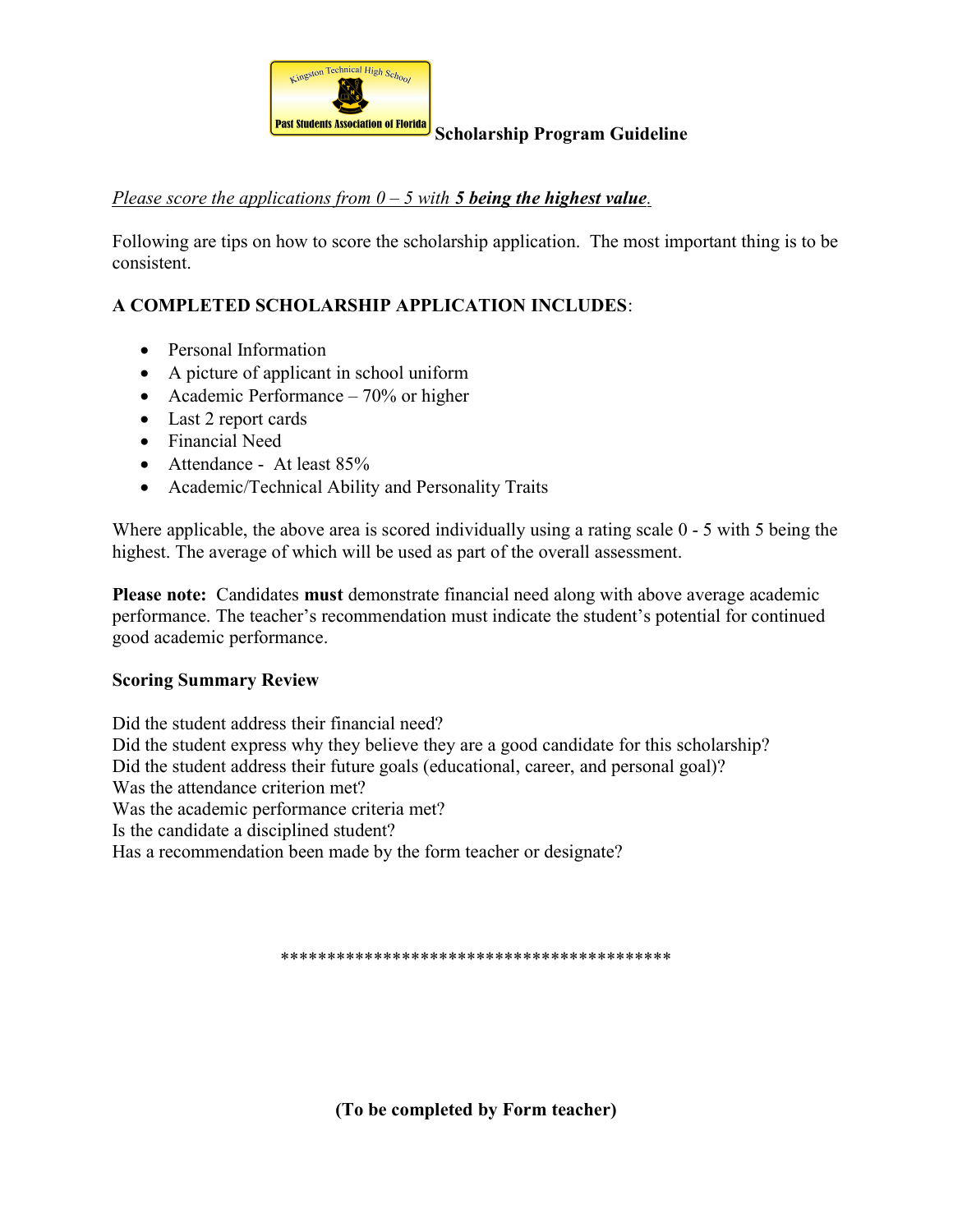Kingston Technical High School

Past Students Association of Florida

# Scholarship Program Guideline

*Please score the applications from 0 – 5 with **5 being the highest value**.*

Following are tips on how to score the scholarship application. The most important thing is to be consistent.

**A COMPLETED SCHOLARSHIP APPLICATION INCLUDES**:

- Personal Information
- A picture of applicant in school uniform
- Academic Performance – 70% or higher
- Last 2 report cards
- Financial Need
- Attendance - At least 85%
- Academic/Technical Ability and Personality Traits

Where applicable, the above area is scored individually using a rating scale 0 - 5 with 5 being the highest. The average of which will be used as part of the overall assessment.

**Please note:** Candidates **must** demonstrate financial need along with above average academic performance. The teacher's recommendation must indicate the student's potential for continued good academic performance.

**Scoring Summary Review**

Did the student address their financial need?
Did the student express why they believe they are a good candidate for this scholarship?
Did the student address their future goals (educational, career, and personal goal)?
Was the attendance criterion met?
Was the academic performance criteria met?
Is the candidate a disciplined student?
Has a recommendation been made by the form teacher or designate?

*******************************************

**(To be completed by Form teacher)**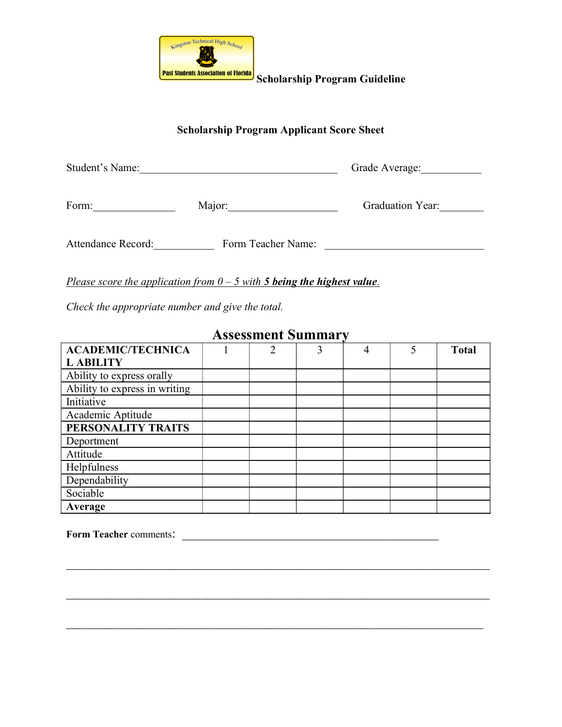Kingston Technical High School Past Students Association of Florida **Scholarship Program Guideline**

**Scholarship Program Applicant Score Sheet**

Student's Name:____________________________________ Grade Average:___________

Form:_______________ Major:____________________ Graduation Year:________

Attendance Record:___________ Form Teacher Name: ____________________________

*Please score the application from 0 – 5 with **5 being the highest value**.*

*Check the appropriate number and give the total.*

## Assessment Summary

| **ACADEMIC/TECHNICAL ABILITY** | 1 | 2 | 3 | 4 | 5 | **Total** |
|---|---|---|---|---|---|---|
| Ability to express orally | | | | | | |
| Ability to express in writing | | | | | | |
| Initiative | | | | | | |
| Academic Aptitude | | | | | | |
| **PERSONALITY TRAITS** | | | | | | |
| Deportment | | | | | | |
| Attitude | | | | | | |
| Helpfulness | | | | | | |
| Dependability | | | | | | |
| Sociable | | | | | | |
| **Average** | | | | | | |

**Form Teacher** comments: ____________________________________________________

______________________________________________________________________________

______________________________________________________________________________

______________________________________________________________________________